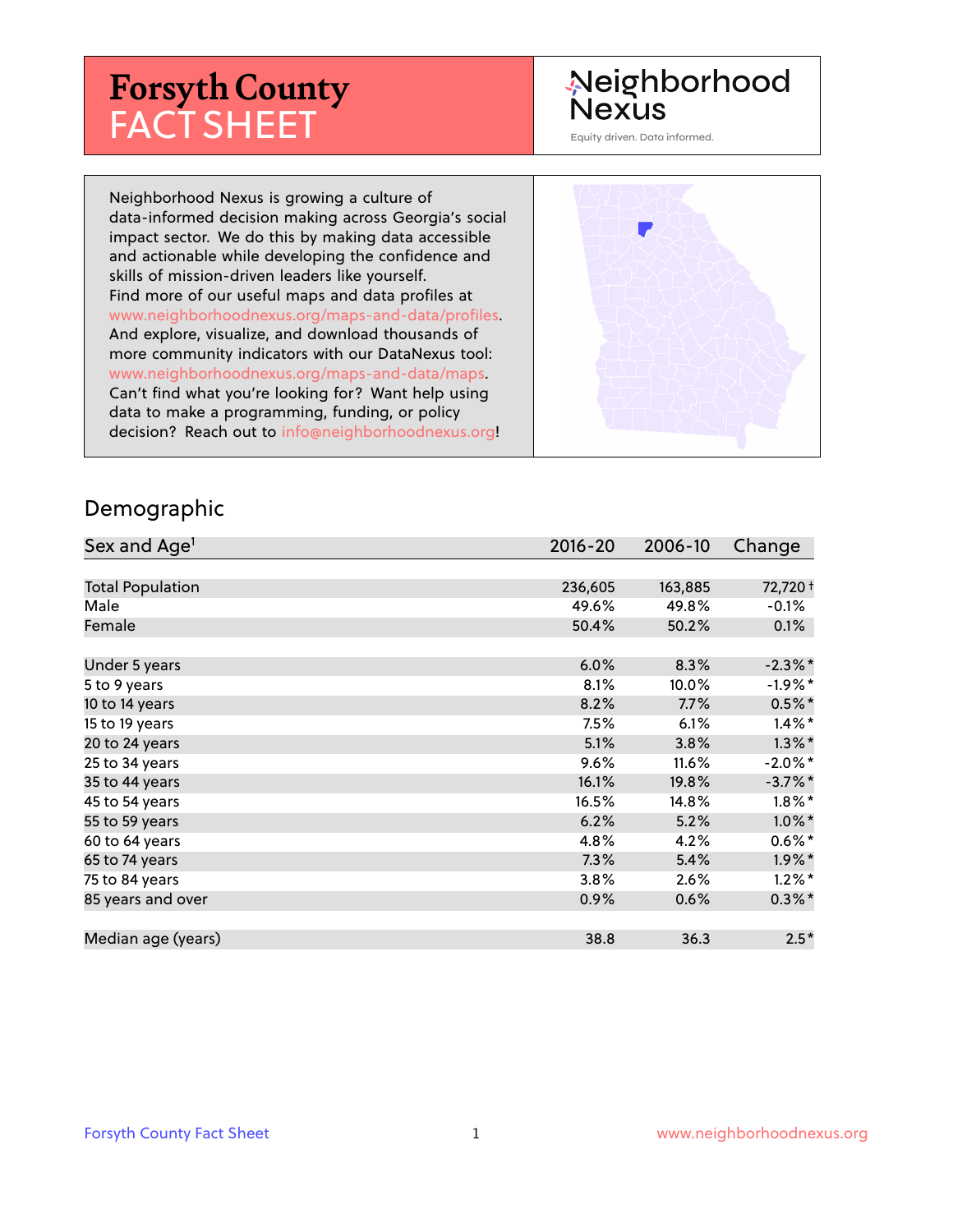# Forsyth County FACT SHEET

Neighborhood Nexus

Equity driven. Data informed.

Neighborhood Nexus is growing a culture of data-informed decision making across Georgia's social impact sector. We do this by making data accessible and actionable while developing the confidence and skills of mission-driven leaders like yourself. Find more of our useful maps and data profiles at www.neighborhoodnexus.org/maps-and-data/profiles. And explore, visualize, and download thousands of more community indicators with our DataNexus tool: www.neighborhoodnexus.org/maps-and-data/maps. Can't find what you're looking for? Want help using data to make a programming, funding, or policy decision? Reach out to info@neighborhoodnexus.org!

## Demographic

| Sex and Age[1] | 2016-20 | 2006-10 | Change |
|---|---|---|---|
| Total Population | 236,605 | 163,885 | 72,720 † |
| Male | 49.6% | 49.8% | -0.1% |
| Female | 50.4% | 50.2% | 0.1% |
| | | | |
| Under 5 years | 6.0% | 8.3% | -2.3%* |
| 5 to 9 years | 8.1% | 10.0% | -1.9%* |
| 10 to 14 years | 8.2% | 7.7% | 0.5%* |
| 15 to 19 years | 7.5% | 6.1% | 1.4%* |
| 20 to 24 years | 5.1% | 3.8% | 1.3%* |
| 25 to 34 years | 9.6% | 11.6% | -2.0%* |
| 35 to 44 years | 16.1% | 19.8% | -3.7%* |
| 45 to 54 years | 16.5% | 14.8% | 1.8%* |
| 55 to 59 years | 6.2% | 5.2% | 1.0%* |
| 60 to 64 years | 4.8% | 4.2% | 0.6%* |
| 65 to 74 years | 7.3% | 5.4% | 1.9%* |
| 75 to 84 years | 3.8% | 2.6% | 1.2%* |
| 85 years and over | 0.9% | 0.6% | 0.3%* |
| | | | |
| Median age (years) | 38.8 | 36.3 | 2.5* |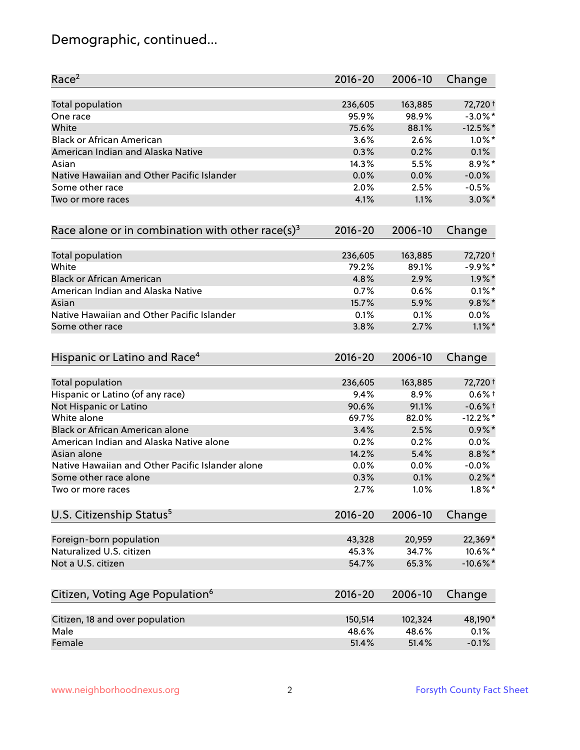# Demographic, continued...

| Race[2] | 2016-20 | 2006-10 | Change |
|---|---|---|---|
| Total population | 236,605 | 163,885 | 72,720 † |
| One race | 95.9% | 98.9% | -3.0% * |
| White | 75.6% | 88.1% | -12.5% * |
| Black or African American | 3.6% | 2.6% | 1.0% * |
| American Indian and Alaska Native | 0.3% | 0.2% | 0.1% |
| Asian | 14.3% | 5.5% | 8.9% * |
| Native Hawaiian and Other Pacific Islander | 0.0% | 0.0% | -0.0% |
| Some other race | 2.0% | 2.5% | -0.5% |
| Two or more races | 4.1% | 1.1% | 3.0% * |

| Race alone or in combination with other race(s)[3] | 2016-20 | 2006-10 | Change |
|---|---|---|---|
| Total population | 236,605 | 163,885 | 72,720 † |
| White | 79.2% | 89.1% | -9.9% * |
| Black or African American | 4.8% | 2.9% | 1.9% * |
| American Indian and Alaska Native | 0.7% | 0.6% | 0.1% * |
| Asian | 15.7% | 5.9% | 9.8% * |
| Native Hawaiian and Other Pacific Islander | 0.1% | 0.1% | 0.0% |
| Some other race | 3.8% | 2.7% | 1.1% * |

| Hispanic or Latino and Race[4] | 2016-20 | 2006-10 | Change |
|---|---|---|---|
| Total population | 236,605 | 163,885 | 72,720 † |
| Hispanic or Latino (of any race) | 9.4% | 8.9% | 0.6% † |
| Not Hispanic or Latino | 90.6% | 91.1% | -0.6% † |
| White alone | 69.7% | 82.0% | -12.2% * |
| Black or African American alone | 3.4% | 2.5% | 0.9% * |
| American Indian and Alaska Native alone | 0.2% | 0.2% | 0.0% |
| Asian alone | 14.2% | 5.4% | 8.8% * |
| Native Hawaiian and Other Pacific Islander alone | 0.0% | 0.0% | -0.0% |
| Some other race alone | 0.3% | 0.1% | 0.2% * |
| Two or more races | 2.7% | 1.0% | 1.8% * |

| U.S. Citizenship Status[5] | 2016-20 | 2006-10 | Change |
|---|---|---|---|
| Foreign-born population | 43,328 | 20,959 | 22,369 * |
| Naturalized U.S. citizen | 45.3% | 34.7% | 10.6% * |
| Not a U.S. citizen | 54.7% | 65.3% | -10.6% * |

| Citizen, Voting Age Population[6] | 2016-20 | 2006-10 | Change |
|---|---|---|---|
| Citizen, 18 and over population | 150,514 | 102,324 | 48,190 * |
| Male | 48.6% | 48.6% | 0.1% |
| Female | 51.4% | 51.4% | -0.1% |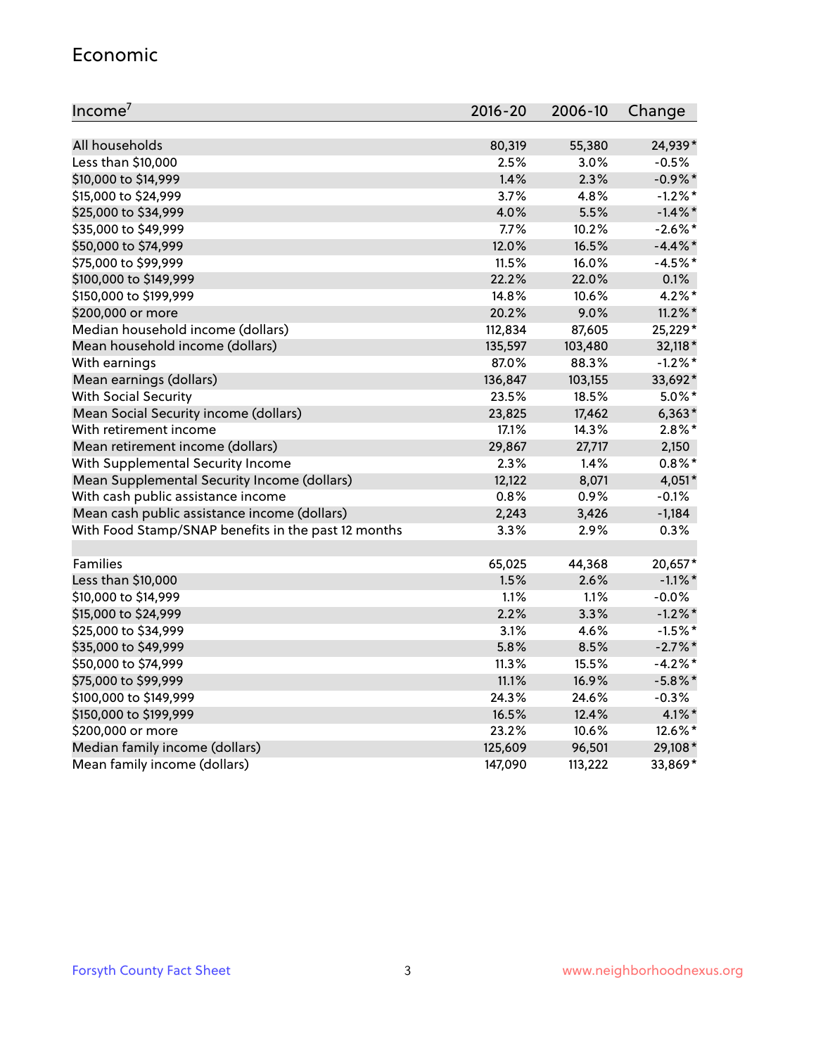## Economic

| Income[7] | 2016-20 | 2006-10 | Change |
|---|---|---|---|
| All households | 80,319 | 55,380 | 24,939* |
| Less than $10,000 | 2.5% | 3.0% | -0.5% |
| $10,000 to $14,999 | 1.4% | 2.3% | -0.9%* |
| $15,000 to $24,999 | 3.7% | 4.8% | -1.2%* |
| $25,000 to $34,999 | 4.0% | 5.5% | -1.4%* |
| $35,000 to $49,999 | 7.7% | 10.2% | -2.6%* |
| $50,000 to $74,999 | 12.0% | 16.5% | -4.4%* |
| $75,000 to $99,999 | 11.5% | 16.0% | -4.5%* |
| $100,000 to $149,999 | 22.2% | 22.0% | 0.1% |
| $150,000 to $199,999 | 14.8% | 10.6% | 4.2%* |
| $200,000 or more | 20.2% | 9.0% | 11.2%* |
| Median household income (dollars) | 112,834 | 87,605 | 25,229* |
| Mean household income (dollars) | 135,597 | 103,480 | 32,118* |
| With earnings | 87.0% | 88.3% | -1.2%* |
| Mean earnings (dollars) | 136,847 | 103,155 | 33,692* |
| With Social Security | 23.5% | 18.5% | 5.0%* |
| Mean Social Security income (dollars) | 23,825 | 17,462 | 6,363* |
| With retirement income | 17.1% | 14.3% | 2.8%* |
| Mean retirement income (dollars) | 29,867 | 27,717 | 2,150 |
| With Supplemental Security Income | 2.3% | 1.4% | 0.8%* |
| Mean Supplemental Security Income (dollars) | 12,122 | 8,071 | 4,051* |
| With cash public assistance income | 0.8% | 0.9% | -0.1% |
| Mean cash public assistance income (dollars) | 2,243 | 3,426 | -1,184 |
| With Food Stamp/SNAP benefits in the past 12 months | 3.3% | 2.9% | 0.3% |
| | | | |
| Families | 65,025 | 44,368 | 20,657* |
| Less than $10,000 | 1.5% | 2.6% | -1.1%* |
| $10,000 to $14,999 | 1.1% | 1.1% | -0.0% |
| $15,000 to $24,999 | 2.2% | 3.3% | -1.2%* |
| $25,000 to $34,999 | 3.1% | 4.6% | -1.5%* |
| $35,000 to $49,999 | 5.8% | 8.5% | -2.7%* |
| $50,000 to $74,999 | 11.3% | 15.5% | -4.2%* |
| $75,000 to $99,999 | 11.1% | 16.9% | -5.8%* |
| $100,000 to $149,999 | 24.3% | 24.6% | -0.3% |
| $150,000 to $199,999 | 16.5% | 12.4% | 4.1%* |
| $200,000 or more | 23.2% | 10.6% | 12.6%* |
| Median family income (dollars) | 125,609 | 96,501 | 29,108* |
| Mean family income (dollars) | 147,090 | 113,222 | 33,869* |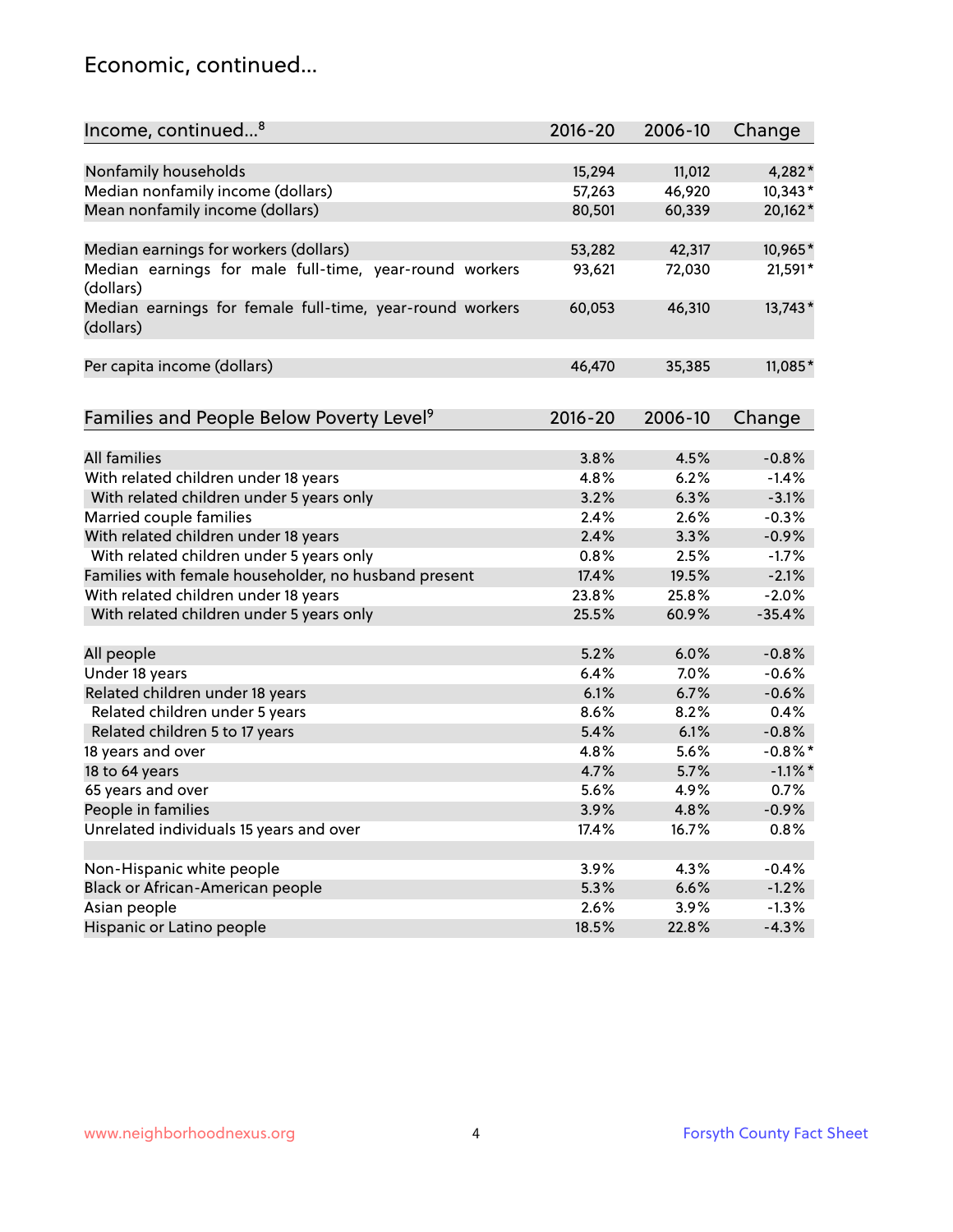## Economic, continued...

| Income, continued...[8] | 2016-20 | 2006-10 | Change |
|---|---|---|---|
| Nonfamily households | 15,294 | 11,012 | 4,282* |
| Median nonfamily income (dollars) | 57,263 | 46,920 | 10,343* |
| Mean nonfamily income (dollars) | 80,501 | 60,339 | 20,162* |
| Median earnings for workers (dollars) | 53,282 | 42,317 | 10,965* |
| Median earnings for male full-time, year-round workers (dollars) | 93,621 | 72,030 | 21,591* |
| Median earnings for female full-time, year-round workers (dollars) | 60,053 | 46,310 | 13,743* |
| Per capita income (dollars) | 46,470 | 35,385 | 11,085* |

| Families and People Below Poverty Level[9] | 2016-20 | 2006-10 | Change |
|---|---|---|---|
| All families | 3.8% | 4.5% | -0.8% |
| With related children under 18 years | 4.8% | 6.2% | -1.4% |
| With related children under 5 years only | 3.2% | 6.3% | -3.1% |
| Married couple families | 2.4% | 2.6% | -0.3% |
| With related children under 18 years | 2.4% | 3.3% | -0.9% |
| With related children under 5 years only | 0.8% | 2.5% | -1.7% |
| Families with female householder, no husband present | 17.4% | 19.5% | -2.1% |
| With related children under 18 years | 23.8% | 25.8% | -2.0% |
| With related children under 5 years only | 25.5% | 60.9% | -35.4% |
| All people | 5.2% | 6.0% | -0.8% |
| Under 18 years | 6.4% | 7.0% | -0.6% |
| Related children under 18 years | 6.1% | 6.7% | -0.6% |
| Related children under 5 years | 8.6% | 8.2% | 0.4% |
| Related children 5 to 17 years | 5.4% | 6.1% | -0.8% |
| 18 years and over | 4.8% | 5.6% | -0.8%* |
| 18 to 64 years | 4.7% | 5.7% | -1.1%* |
| 65 years and over | 5.6% | 4.9% | 0.7% |
| People in families | 3.9% | 4.8% | -0.9% |
| Unrelated individuals 15 years and over | 17.4% | 16.7% | 0.8% |
| Non-Hispanic white people | 3.9% | 4.3% | -0.4% |
| Black or African-American people | 5.3% | 6.6% | -1.2% |
| Asian people | 2.6% | 3.9% | -1.3% |
| Hispanic or Latino people | 18.5% | 22.8% | -4.3% |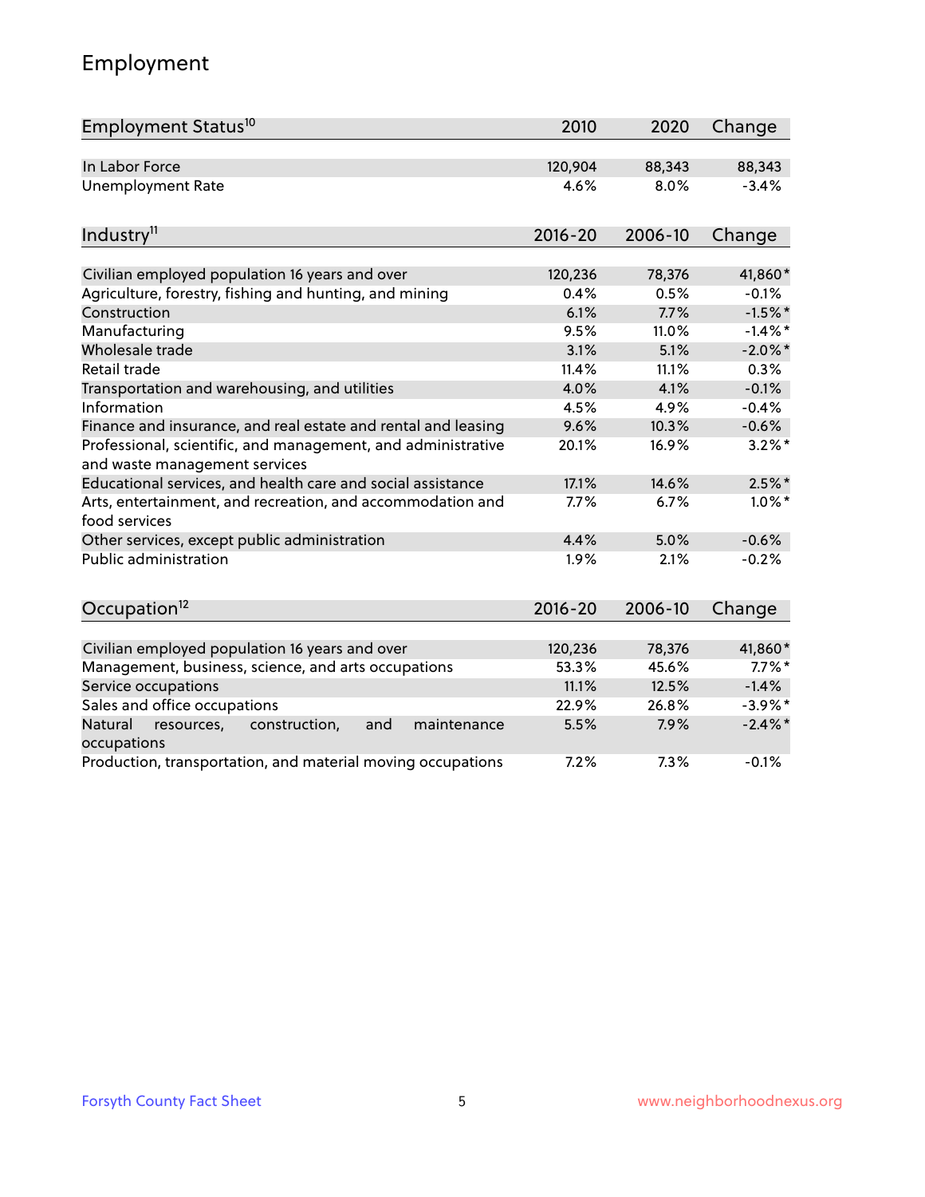# Employment

| Employment Status[10] | 2010 | 2020 | Change |
|---|---|---|---|
| In Labor Force | 120,904 | 88,343 | 88,343 |
| Unemployment Rate | 4.6% | 8.0% | -3.4% |

| Industry[11] | 2016-20 | 2006-10 | Change |
|---|---|---|---|
| Civilian employed population 16 years and over | 120,236 | 78,376 | 41,860* |
| Agriculture, forestry, fishing and hunting, and mining | 0.4% | 0.5% | -0.1% |
| Construction | 6.1% | 7.7% | -1.5%* |
| Manufacturing | 9.5% | 11.0% | -1.4%* |
| Wholesale trade | 3.1% | 5.1% | -2.0%* |
| Retail trade | 11.4% | 11.1% | 0.3% |
| Transportation and warehousing, and utilities | 4.0% | 4.1% | -0.1% |
| Information | 4.5% | 4.9% | -0.4% |
| Finance and insurance, and real estate and rental and leasing | 9.6% | 10.3% | -0.6% |
| Professional, scientific, and management, and administrative and waste management services | 20.1% | 16.9% | 3.2%* |
| Educational services, and health care and social assistance | 17.1% | 14.6% | 2.5%* |
| Arts, entertainment, and recreation, and accommodation and food services | 7.7% | 6.7% | 1.0%* |
| Other services, except public administration | 4.4% | 5.0% | -0.6% |
| Public administration | 1.9% | 2.1% | -0.2% |

| Occupation[12] | 2016-20 | 2006-10 | Change |
|---|---|---|---|
| Civilian employed population 16 years and over | 120,236 | 78,376 | 41,860* |
| Management, business, science, and arts occupations | 53.3% | 45.6% | 7.7%* |
| Service occupations | 11.1% | 12.5% | -1.4% |
| Sales and office occupations | 22.9% | 26.8% | -3.9%* |
| Natural resources, construction, and maintenance occupations | 5.5% | 7.9% | -2.4%* |
| Production, transportation, and material moving occupations | 7.2% | 7.3% | -0.1% |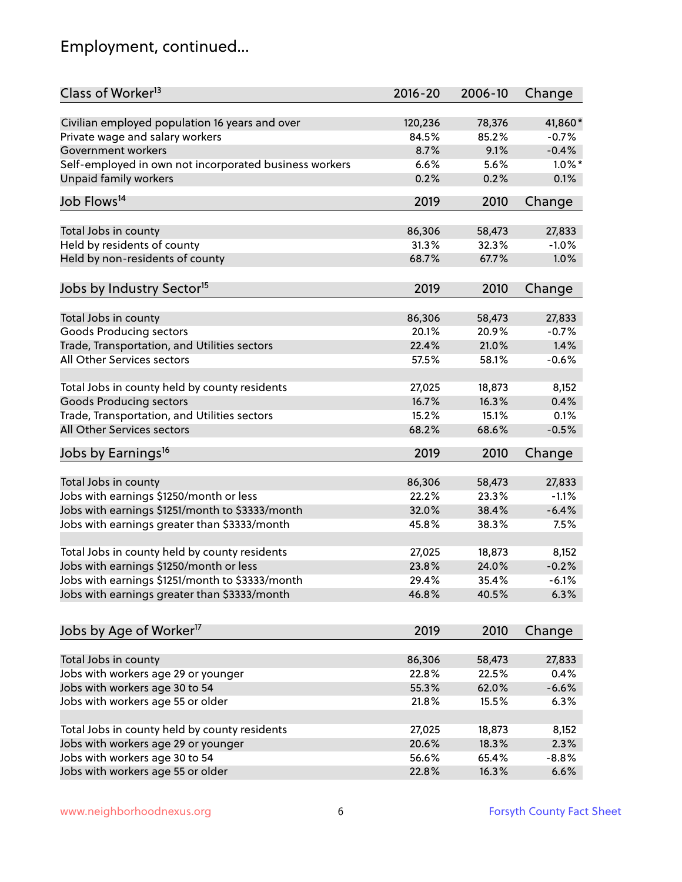## Employment, continued...

| Class of Worker[13] | 2016-20 | 2006-10 | Change |
|---|---|---|---|
| Civilian employed population 16 years and over | 120,236 | 78,376 | 41,860* |
| Private wage and salary workers | 84.5% | 85.2% | -0.7% |
| Government workers | 8.7% | 9.1% | -0.4% |
| Self-employed in own not incorporated business workers | 6.6% | 5.6% | 1.0%* |
| Unpaid family workers | 0.2% | 0.2% | 0.1% |

| Job Flows[14] | 2019 | 2010 | Change |
|---|---|---|---|
| Total Jobs in county | 86,306 | 58,473 | 27,833 |
| Held by residents of county | 31.3% | 32.3% | -1.0% |
| Held by non-residents of county | 68.7% | 67.7% | 1.0% |

| Jobs by Industry Sector[15] | 2019 | 2010 | Change |
|---|---|---|---|
| Total Jobs in county | 86,306 | 58,473 | 27,833 |
| Goods Producing sectors | 20.1% | 20.9% | -0.7% |
| Trade, Transportation, and Utilities sectors | 22.4% | 21.0% | 1.4% |
| All Other Services sectors | 57.5% | 58.1% | -0.6% |
| | | | |
| Total Jobs in county held by county residents | 27,025 | 18,873 | 8,152 |
| Goods Producing sectors | 16.7% | 16.3% | 0.4% |
| Trade, Transportation, and Utilities sectors | 15.2% | 15.1% | 0.1% |
| All Other Services sectors | 68.2% | 68.6% | -0.5% |

| Jobs by Earnings[16] | 2019 | 2010 | Change |
|---|---|---|---|
| Total Jobs in county | 86,306 | 58,473 | 27,833 |
| Jobs with earnings $1250/month or less | 22.2% | 23.3% | -1.1% |
| Jobs with earnings $1251/month to $3333/month | 32.0% | 38.4% | -6.4% |
| Jobs with earnings greater than $3333/month | 45.8% | 38.3% | 7.5% |
| | | | |
| Total Jobs in county held by county residents | 27,025 | 18,873 | 8,152 |
| Jobs with earnings $1250/month or less | 23.8% | 24.0% | -0.2% |
| Jobs with earnings $1251/month to $3333/month | 29.4% | 35.4% | -6.1% |
| Jobs with earnings greater than $3333/month | 46.8% | 40.5% | 6.3% |

| Jobs by Age of Worker[17] | 2019 | 2010 | Change |
|---|---|---|---|
| Total Jobs in county | 86,306 | 58,473 | 27,833 |
| Jobs with workers age 29 or younger | 22.8% | 22.5% | 0.4% |
| Jobs with workers age 30 to 54 | 55.3% | 62.0% | -6.6% |
| Jobs with workers age 55 or older | 21.8% | 15.5% | 6.3% |
| | | | |
| Total Jobs in county held by county residents | 27,025 | 18,873 | 8,152 |
| Jobs with workers age 29 or younger | 20.6% | 18.3% | 2.3% |
| Jobs with workers age 30 to 54 | 56.6% | 65.4% | -8.8% |
| Jobs with workers age 55 or older | 22.8% | 16.3% | 6.6% |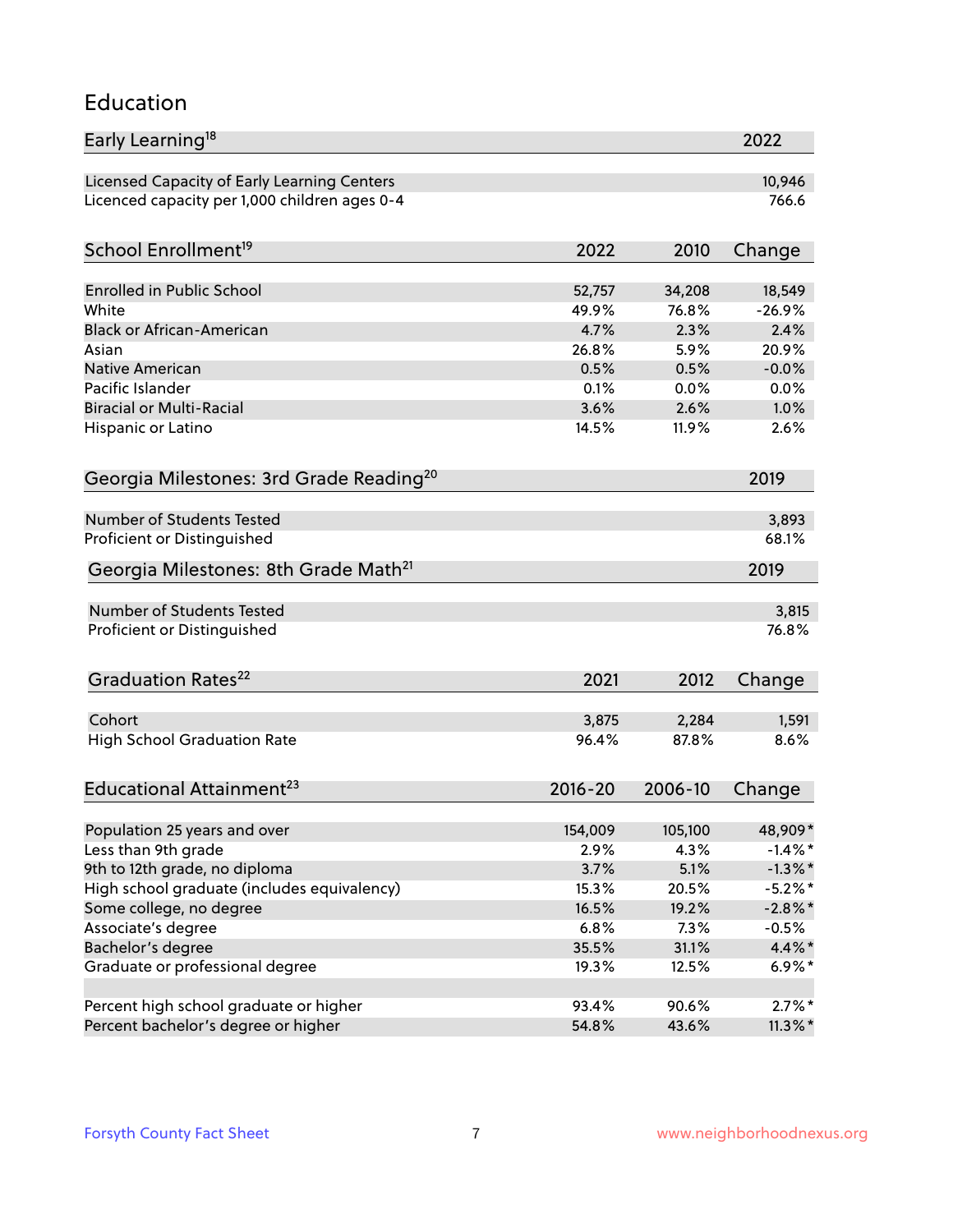## Education

| Early Learning[18] | 2022 |
|---|---|
| Licensed Capacity of Early Learning Centers | 10,946 |
| Licenced capacity per 1,000 children ages 0-4 | 766.6 |

| School Enrollment[19] | 2022 | 2010 | Change |
|---|---|---|---|
| Enrolled in Public School | 52,757 | 34,208 | 18,549 |
| White | 49.9% | 76.8% | -26.9% |
| Black or African-American | 4.7% | 2.3% | 2.4% |
| Asian | 26.8% | 5.9% | 20.9% |
| Native American | 0.5% | 0.5% | -0.0% |
| Pacific Islander | 0.1% | 0.0% | 0.0% |
| Biracial or Multi-Racial | 3.6% | 2.6% | 1.0% |
| Hispanic or Latino | 14.5% | 11.9% | 2.6% |

| Georgia Milestones: 3rd Grade Reading[20] | 2019 |
|---|---|
| Number of Students Tested | 3,893 |
| Proficient or Distinguished | 68.1% |

| Georgia Milestones: 8th Grade Math[21] | 2019 |
|---|---|
| Number of Students Tested | 3,815 |
| Proficient or Distinguished | 76.8% |

| Graduation Rates[22] | 2021 | 2012 | Change |
|---|---|---|---|
| Cohort | 3,875 | 2,284 | 1,591 |
| High School Graduation Rate | 96.4% | 87.8% | 8.6% |

| Educational Attainment[23] | 2016-20 | 2006-10 | Change |
|---|---|---|---|
| Population 25 years and over | 154,009 | 105,100 | 48,909* |
| Less than 9th grade | 2.9% | 4.3% | -1.4%* |
| 9th to 12th grade, no diploma | 3.7% | 5.1% | -1.3%* |
| High school graduate (includes equivalency) | 15.3% | 20.5% | -5.2%* |
| Some college, no degree | 16.5% | 19.2% | -2.8%* |
| Associate's degree | 6.8% | 7.3% | -0.5% |
| Bachelor's degree | 35.5% | 31.1% | 4.4%* |
| Graduate or professional degree | 19.3% | 12.5% | 6.9%* |
| | | | |
| Percent high school graduate or higher | 93.4% | 90.6% | 2.7%* |
| Percent bachelor's degree or higher | 54.8% | 43.6% | 11.3%* |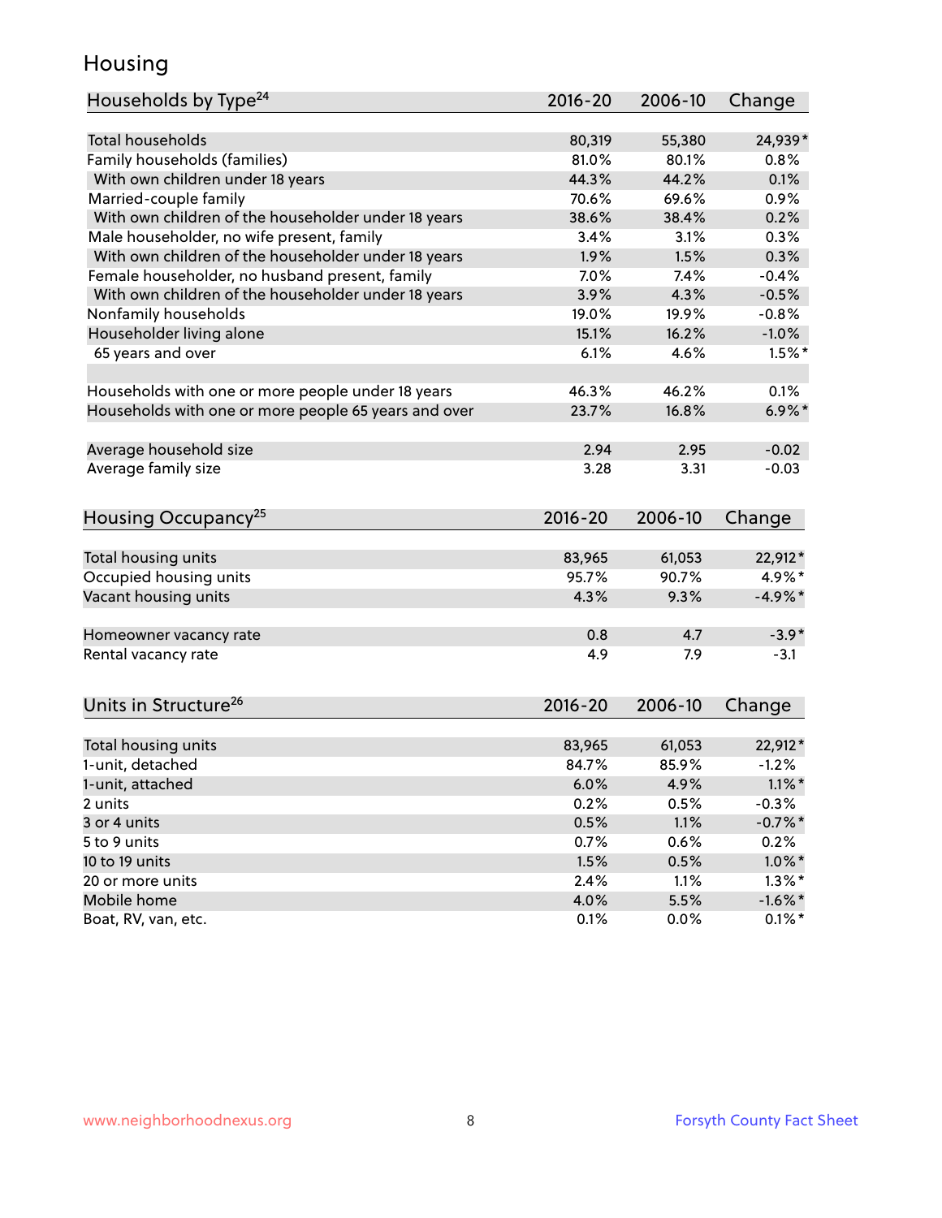# Housing

| Households by Type[24] | 2016-20 | 2006-10 | Change |
|---|---|---|---|
| Total households | 80,319 | 55,380 | 24,939* |
| Family households (families) | 81.0% | 80.1% | 0.8% |
| With own children under 18 years | 44.3% | 44.2% | 0.1% |
| Married-couple family | 70.6% | 69.6% | 0.9% |
| With own children of the householder under 18 years | 38.6% | 38.4% | 0.2% |
| Male householder, no wife present, family | 3.4% | 3.1% | 0.3% |
| With own children of the householder under 18 years | 1.9% | 1.5% | 0.3% |
| Female householder, no husband present, family | 7.0% | 7.4% | -0.4% |
| With own children of the householder under 18 years | 3.9% | 4.3% | -0.5% |
| Nonfamily households | 19.0% | 19.9% | -0.8% |
| Householder living alone | 15.1% | 16.2% | -1.0% |
| 65 years and over | 6.1% | 4.6% | 1.5%* |
| | | | |
| Households with one or more people under 18 years | 46.3% | 46.2% | 0.1% |
| Households with one or more people 65 years and over | 23.7% | 16.8% | 6.9%* |
| | | | |
| Average household size | 2.94 | 2.95 | -0.02 |
| Average family size | 3.28 | 3.31 | -0.03 |

| Housing Occupancy[25] | 2016-20 | 2006-10 | Change |
|---|---|---|---|
| Total housing units | 83,965 | 61,053 | 22,912* |
| Occupied housing units | 95.7% | 90.7% | 4.9%* |
| Vacant housing units | 4.3% | 9.3% | -4.9%* |
| | | | |
| Homeowner vacancy rate | 0.8 | 4.7 | -3.9* |
| Rental vacancy rate | 4.9 | 7.9 | -3.1 |

| Units in Structure[26] | 2016-20 | 2006-10 | Change |
|---|---|---|---|
| Total housing units | 83,965 | 61,053 | 22,912* |
| 1-unit, detached | 84.7% | 85.9% | -1.2% |
| 1-unit, attached | 6.0% | 4.9% | 1.1%* |
| 2 units | 0.2% | 0.5% | -0.3% |
| 3 or 4 units | 0.5% | 1.1% | -0.7%* |
| 5 to 9 units | 0.7% | 0.6% | 0.2% |
| 10 to 19 units | 1.5% | 0.5% | 1.0%* |
| 20 or more units | 2.4% | 1.1% | 1.3%* |
| Mobile home | 4.0% | 5.5% | -1.6%* |
| Boat, RV, van, etc. | 0.1% | 0.0% | 0.1%* |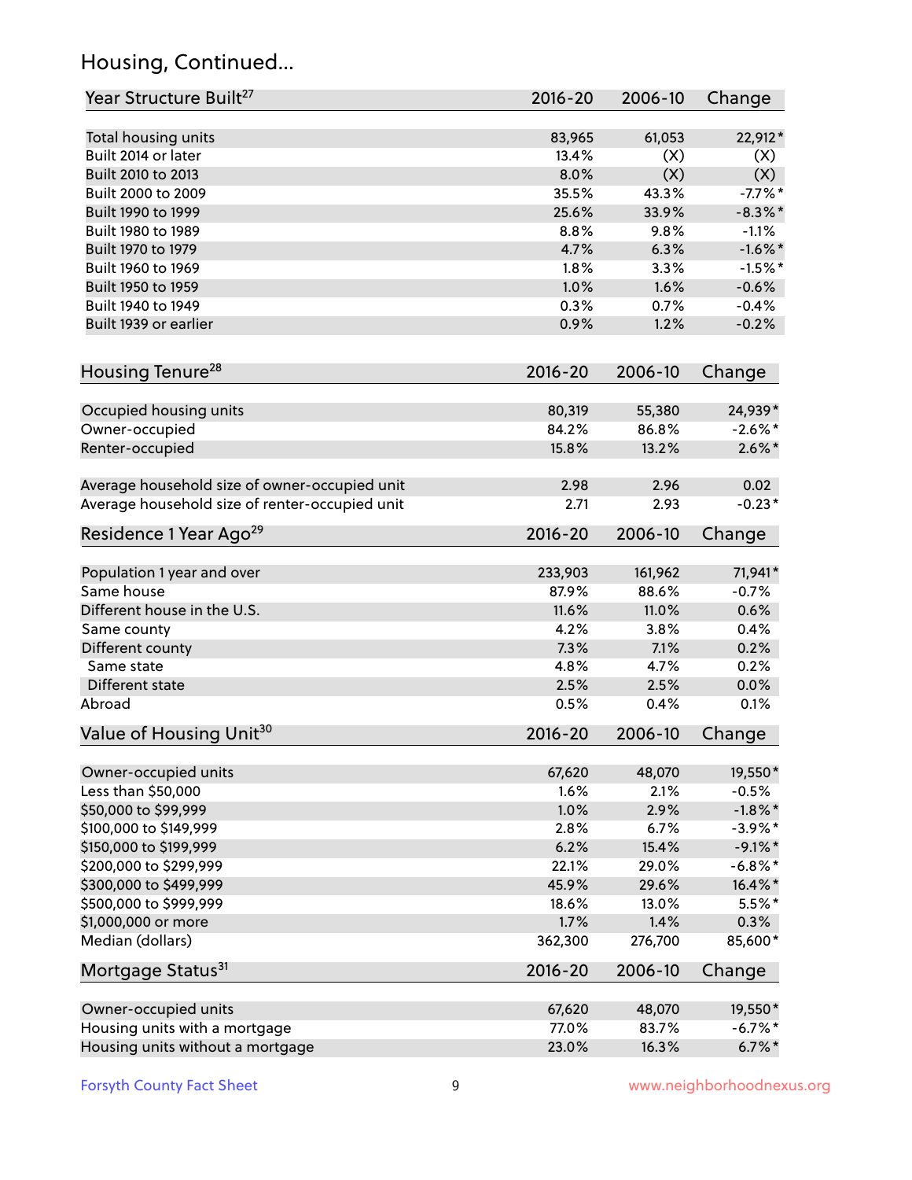## Housing, Continued...

| Year Structure Built[27] | 2016-20 | 2006-10 | Change |
|---|---|---|---|
| Total housing units | 83,965 | 61,053 | 22,912* |
| Built 2014 or later | 13.4% | (X) | (X) |
| Built 2010 to 2013 | 8.0% | (X) | (X) |
| Built 2000 to 2009 | 35.5% | 43.3% | -7.7%* |
| Built 1990 to 1999 | 25.6% | 33.9% | -8.3%* |
| Built 1980 to 1989 | 8.8% | 9.8% | -1.1% |
| Built 1970 to 1979 | 4.7% | 6.3% | -1.6%* |
| Built 1960 to 1969 | 1.8% | 3.3% | -1.5%* |
| Built 1950 to 1959 | 1.0% | 1.6% | -0.6% |
| Built 1940 to 1949 | 0.3% | 0.7% | -0.4% |
| Built 1939 or earlier | 0.9% | 1.2% | -0.2% |

| Housing Tenure[28] | 2016-20 | 2006-10 | Change |
|---|---|---|---|
| Occupied housing units | 80,319 | 55,380 | 24,939* |
| Owner-occupied | 84.2% | 86.8% | -2.6%* |
| Renter-occupied | 15.8% | 13.2% | 2.6%* |
| Average household size of owner-occupied unit | 2.98 | 2.96 | 0.02 |
| Average household size of renter-occupied unit | 2.71 | 2.93 | -0.23* |

| Residence 1 Year Ago[29] | 2016-20 | 2006-10 | Change |
|---|---|---|---|
| Population 1 year and over | 233,903 | 161,962 | 71,941* |
| Same house | 87.9% | 88.6% | -0.7% |
| Different house in the U.S. | 11.6% | 11.0% | 0.6% |
| Same county | 4.2% | 3.8% | 0.4% |
| Different county | 7.3% | 7.1% | 0.2% |
| Same state | 4.8% | 4.7% | 0.2% |
| Different state | 2.5% | 2.5% | 0.0% |
| Abroad | 0.5% | 0.4% | 0.1% |

| Value of Housing Unit[30] | 2016-20 | 2006-10 | Change |
|---|---|---|---|
| Owner-occupied units | 67,620 | 48,070 | 19,550* |
| Less than $50,000 | 1.6% | 2.1% | -0.5% |
| $50,000 to $99,999 | 1.0% | 2.9% | -1.8%* |
| $100,000 to $149,999 | 2.8% | 6.7% | -3.9%* |
| $150,000 to $199,999 | 6.2% | 15.4% | -9.1%* |
| $200,000 to $299,999 | 22.1% | 29.0% | -6.8%* |
| $300,000 to $499,999 | 45.9% | 29.6% | 16.4%* |
| $500,000 to $999,999 | 18.6% | 13.0% | 5.5%* |
| $1,000,000 or more | 1.7% | 1.4% | 0.3% |
| Median (dollars) | 362,300 | 276,700 | 85,600* |

| Mortgage Status[31] | 2016-20 | 2006-10 | Change |
|---|---|---|---|
| Owner-occupied units | 67,620 | 48,070 | 19,550* |
| Housing units with a mortgage | 77.0% | 83.7% | -6.7%* |
| Housing units without a mortgage | 23.0% | 16.3% | 6.7%* |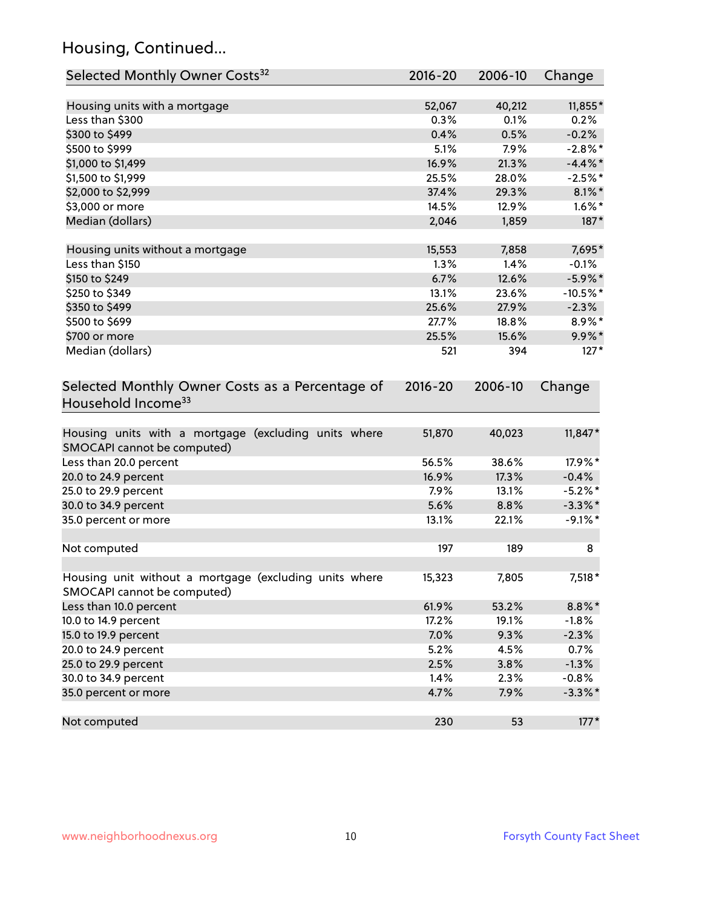## Housing, Continued...

| Selected Monthly Owner Costs[32] | 2016-20 | 2006-10 | Change |
|---|---|---|---|
| Housing units with a mortgage | 52,067 | 40,212 | 11,855* |
| Less than $300 | 0.3% | 0.1% | 0.2% |
| $300 to $499 | 0.4% | 0.5% | -0.2% |
| $500 to $999 | 5.1% | 7.9% | -2.8%* |
| $1,000 to $1,499 | 16.9% | 21.3% | -4.4%* |
| $1,500 to $1,999 | 25.5% | 28.0% | -2.5%* |
| $2,000 to $2,999 | 37.4% | 29.3% | 8.1%* |
| $3,000 or more | 14.5% | 12.9% | 1.6%* |
| Median (dollars) | 2,046 | 1,859 | 187* |
| Housing units without a mortgage | 15,553 | 7,858 | 7,695* |
| Less than $150 | 1.3% | 1.4% | -0.1% |
| $150 to $249 | 6.7% | 12.6% | -5.9%* |
| $250 to $349 | 13.1% | 23.6% | -10.5%* |
| $350 to $499 | 25.6% | 27.9% | -2.3% |
| $500 to $699 | 27.7% | 18.8% | 8.9%* |
| $700 or more | 25.5% | 15.6% | 9.9%* |
| Median (dollars) | 521 | 394 | 127* |

| Selected Monthly Owner Costs as a Percentage of Household Income[33] | 2016-20 | 2006-10 | Change |
|---|---|---|---|
| Housing units with a mortgage (excluding units where SMOCAPI cannot be computed) | 51,870 | 40,023 | 11,847* |
| Less than 20.0 percent | 56.5% | 38.6% | 17.9%* |
| 20.0 to 24.9 percent | 16.9% | 17.3% | -0.4% |
| 25.0 to 29.9 percent | 7.9% | 13.1% | -5.2%* |
| 30.0 to 34.9 percent | 5.6% | 8.8% | -3.3%* |
| 35.0 percent or more | 13.1% | 22.1% | -9.1%* |
| Not computed | 197 | 189 | 8 |
| Housing unit without a mortgage (excluding units where SMOCAPI cannot be computed) | 15,323 | 7,805 | 7,518* |
| Less than 10.0 percent | 61.9% | 53.2% | 8.8%* |
| 10.0 to 14.9 percent | 17.2% | 19.1% | -1.8% |
| 15.0 to 19.9 percent | 7.0% | 9.3% | -2.3% |
| 20.0 to 24.9 percent | 5.2% | 4.5% | 0.7% |
| 25.0 to 29.9 percent | 2.5% | 3.8% | -1.3% |
| 30.0 to 34.9 percent | 1.4% | 2.3% | -0.8% |
| 35.0 percent or more | 4.7% | 7.9% | -3.3%* |
| Not computed | 230 | 53 | 177* |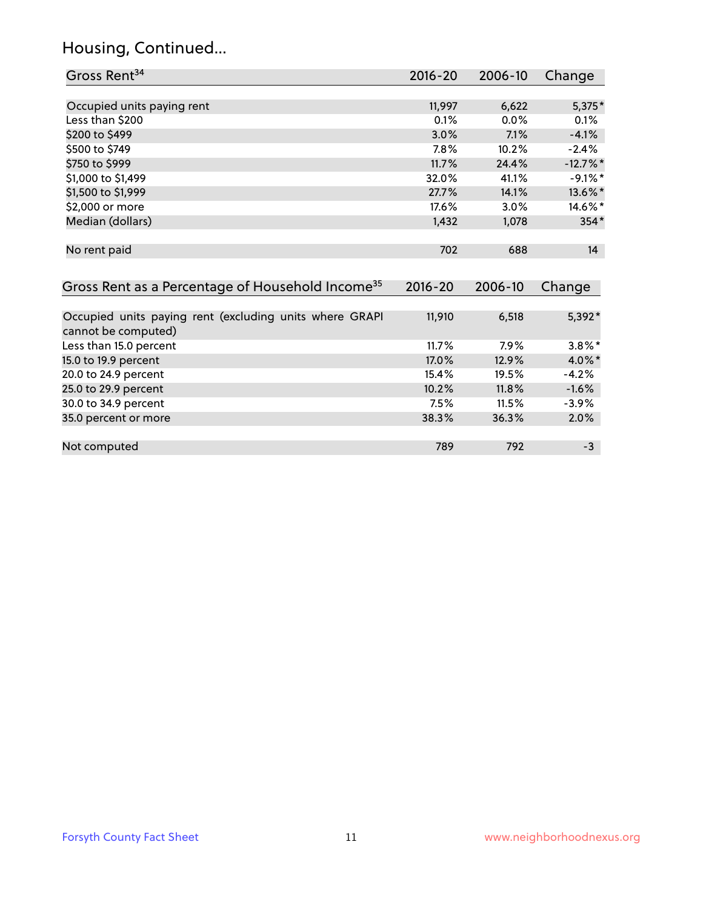## Housing, Continued...

| Gross Rent[34] | 2016-20 | 2006-10 | Change |
|---|---|---|---|
| Occupied units paying rent | 11,997 | 6,622 | 5,375* |
| Less than $200 | 0.1% | 0.0% | 0.1% |
| $200 to $499 | 3.0% | 7.1% | -4.1% |
| $500 to $749 | 7.8% | 10.2% | -2.4% |
| $750 to $999 | 11.7% | 24.4% | -12.7%* |
| $1,000 to $1,499 | 32.0% | 41.1% | -9.1%* |
| $1,500 to $1,999 | 27.7% | 14.1% | 13.6%* |
| $2,000 or more | 17.6% | 3.0% | 14.6%* |
| Median (dollars) | 1,432 | 1,078 | 354* |
| No rent paid | 702 | 688 | 14 |

| Gross Rent as a Percentage of Household Income[35] | 2016-20 | 2006-10 | Change |
|---|---|---|---|
| Occupied units paying rent (excluding units where GRAPI cannot be computed) | 11,910 | 6,518 | 5,392* |
| Less than 15.0 percent | 11.7% | 7.9% | 3.8%* |
| 15.0 to 19.9 percent | 17.0% | 12.9% | 4.0%* |
| 20.0 to 24.9 percent | 15.4% | 19.5% | -4.2% |
| 25.0 to 29.9 percent | 10.2% | 11.8% | -1.6% |
| 30.0 to 34.9 percent | 7.5% | 11.5% | -3.9% |
| 35.0 percent or more | 38.3% | 36.3% | 2.0% |
| Not computed | 789 | 792 | -3 |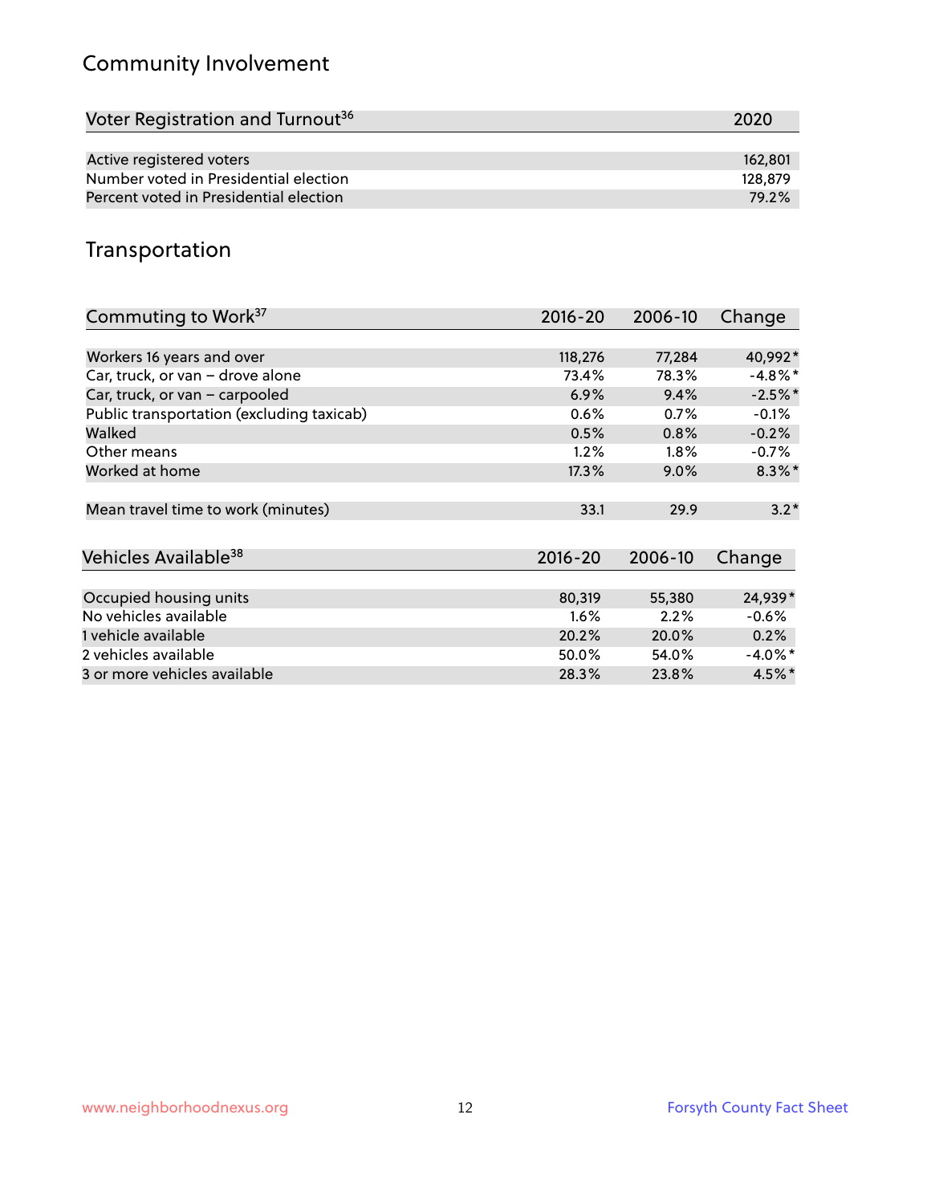## Community Involvement

| Voter Registration and Turnout[36] | 2020 |
|---|---|
| Active registered voters | 162,801 |
| Number voted in Presidential election | 128,879 |
| Percent voted in Presidential election | 79.2% |

## Transportation

| Commuting to Work[37] | 2016-20 | 2006-10 | Change |
|---|---|---|---|
| Workers 16 years and over | 118,276 | 77,284 | 40,992* |
| Car, truck, or van – drove alone | 73.4% | 78.3% | -4.8%* |
| Car, truck, or van – carpooled | 6.9% | 9.4% | -2.5%* |
| Public transportation (excluding taxicab) | 0.6% | 0.7% | -0.1% |
| Walked | 0.5% | 0.8% | -0.2% |
| Other means | 1.2% | 1.8% | -0.7% |
| Worked at home | 17.3% | 9.0% | 8.3%* |
| Mean travel time to work (minutes) | 33.1 | 29.9 | 3.2* |

| Vehicles Available[38] | 2016-20 | 2006-10 | Change |
|---|---|---|---|
| Occupied housing units | 80,319 | 55,380 | 24,939* |
| No vehicles available | 1.6% | 2.2% | -0.6% |
| 1 vehicle available | 20.2% | 20.0% | 0.2% |
| 2 vehicles available | 50.0% | 54.0% | -4.0%* |
| 3 or more vehicles available | 28.3% | 23.8% | 4.5%* |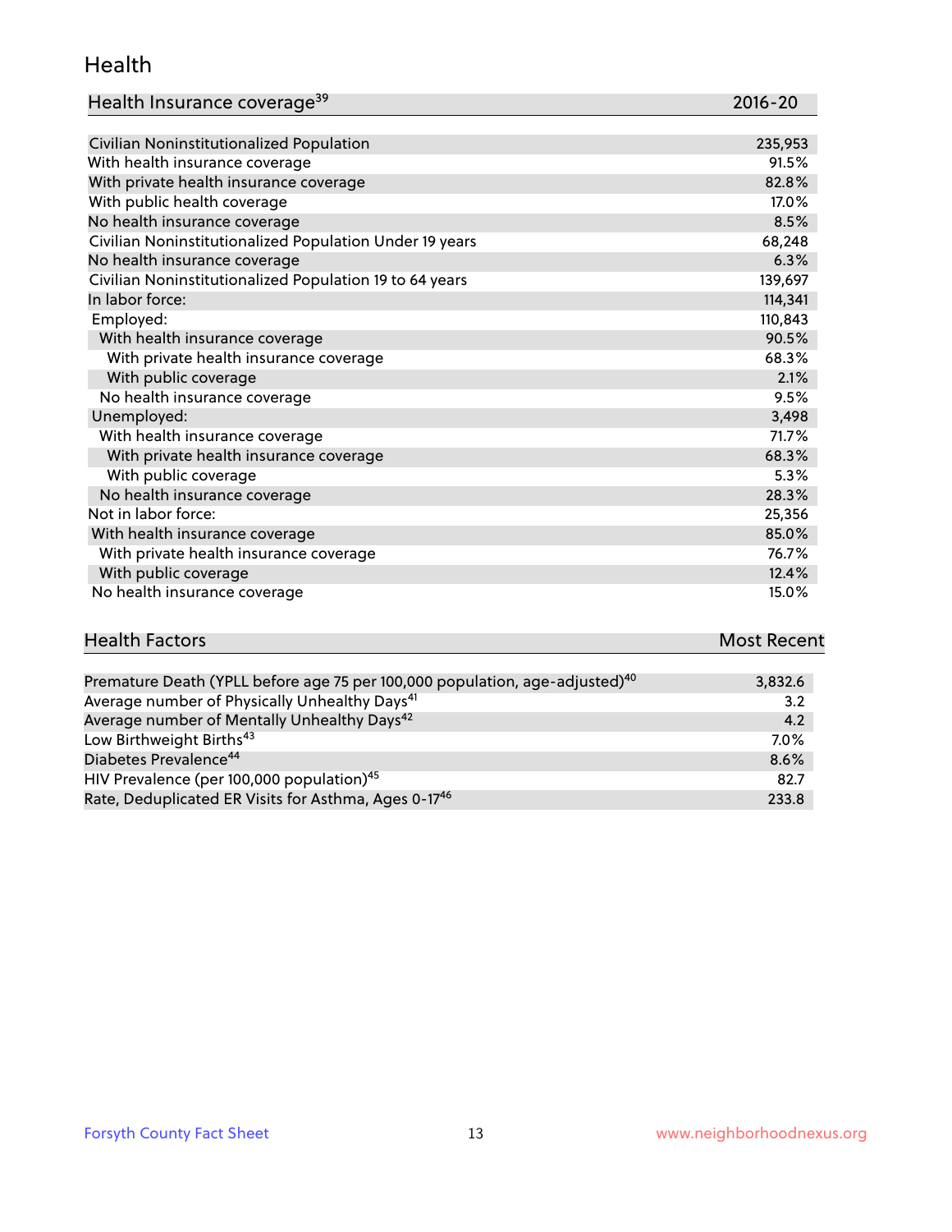## Health

| Health Insurance coverage[39] | 2016-20 |
|---|---|
| Civilian Noninstitutionalized Population | 235,953 |
| With health insurance coverage | 91.5% |
| With private health insurance coverage | 82.8% |
| With public health coverage | 17.0% |
| No health insurance coverage | 8.5% |
| Civilian Noninstitutionalized Population Under 19 years | 68,248 |
| No health insurance coverage | 6.3% |
| Civilian Noninstitutionalized Population 19 to 64 years | 139,697 |
| In labor force: | 114,341 |
| Employed: | 110,843 |
| With health insurance coverage | 90.5% |
| With private health insurance coverage | 68.3% |
| With public coverage | 2.1% |
| No health insurance coverage | 9.5% |
| Unemployed: | 3,498 |
| With health insurance coverage | 71.7% |
| With private health insurance coverage | 68.3% |
| With public coverage | 5.3% |
| No health insurance coverage | 28.3% |
| Not in labor force: | 25,356 |
| With health insurance coverage | 85.0% |
| With private health insurance coverage | 76.7% |
| With public coverage | 12.4% |
| No health insurance coverage | 15.0% |

| Health Factors | Most Recent |
|---|---|
| Premature Death (YPLL before age 75 per 100,000 population, age-adjusted)[40] | 3,832.6 |
| Average number of Physically Unhealthy Days[41] | 3.2 |
| Average number of Mentally Unhealthy Days[42] | 4.2 |
| Low Birthweight Births[43] | 7.0% |
| Diabetes Prevalence[44] | 8.6% |
| HIV Prevalence (per 100,000 population)[45] | 82.7 |
| Rate, Deduplicated ER Visits for Asthma, Ages 0-17[46] | 233.8 |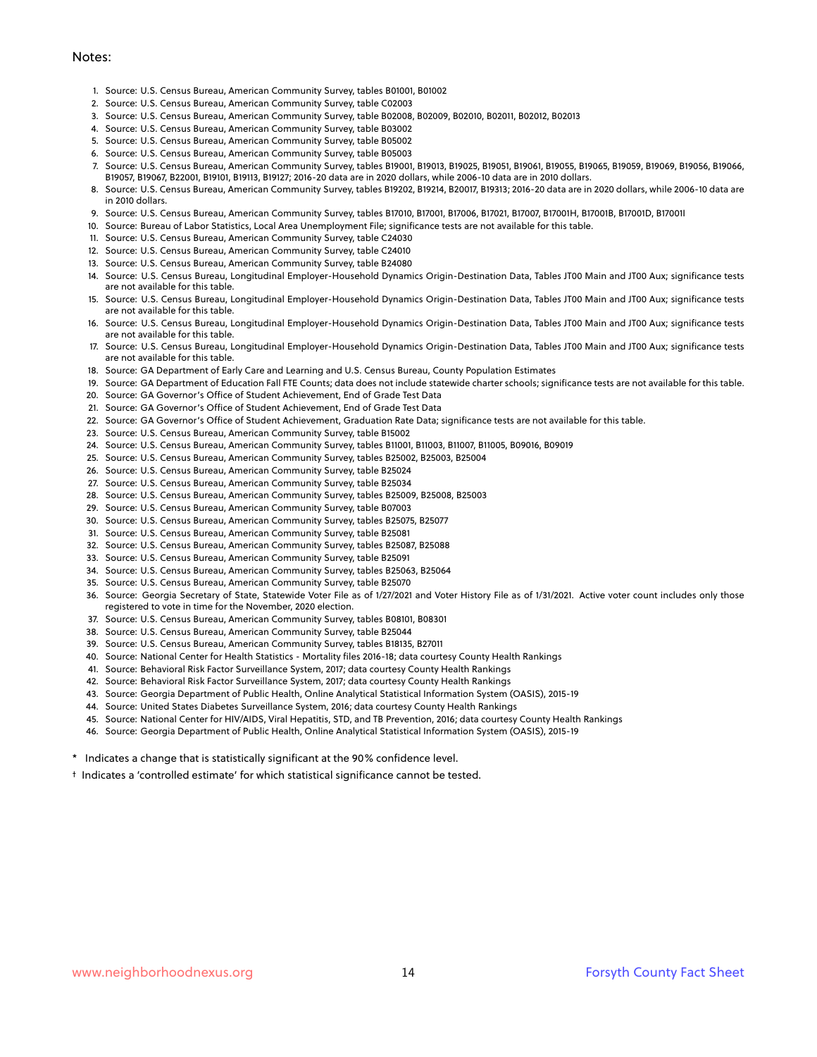Notes:

1. Source: U.S. Census Bureau, American Community Survey, tables B01001, B01002
2. Source: U.S. Census Bureau, American Community Survey, table C02003
3. Source: U.S. Census Bureau, American Community Survey, table B02008, B02009, B02010, B02011, B02012, B02013
4. Source: U.S. Census Bureau, American Community Survey, table B03002
5. Source: U.S. Census Bureau, American Community Survey, table B05002
6. Source: U.S. Census Bureau, American Community Survey, table B05003
7. Source: U.S. Census Bureau, American Community Survey, tables B19001, B19013, B19025, B19051, B19061, B19055, B19065, B19059, B19069, B19056, B19066, B19057, B19067, B22001, B19101, B19113, B19127; 2016-20 data are in 2020 dollars, while 2006-10 data are in 2010 dollars.
8. Source: U.S. Census Bureau, American Community Survey, tables B19202, B19214, B20017, B19313; 2016-20 data are in 2020 dollars, while 2006-10 data are in 2010 dollars.
9. Source: U.S. Census Bureau, American Community Survey, tables B17010, B17001, B17006, B17021, B17007, B17001H, B17001B, B17001D, B17001I
10. Source: Bureau of Labor Statistics, Local Area Unemployment File; significance tests are not available for this table.
11. Source: U.S. Census Bureau, American Community Survey, table C24030
12. Source: U.S. Census Bureau, American Community Survey, table C24010
13. Source: U.S. Census Bureau, American Community Survey, table B24080
14. Source: U.S. Census Bureau, Longitudinal Employer-Household Dynamics Origin-Destination Data, Tables JT00 Main and JT00 Aux; significance tests are not available for this table.
15. Source: U.S. Census Bureau, Longitudinal Employer-Household Dynamics Origin-Destination Data, Tables JT00 Main and JT00 Aux; significance tests are not available for this table.
16. Source: U.S. Census Bureau, Longitudinal Employer-Household Dynamics Origin-Destination Data, Tables JT00 Main and JT00 Aux; significance tests are not available for this table.
17. Source: U.S. Census Bureau, Longitudinal Employer-Household Dynamics Origin-Destination Data, Tables JT00 Main and JT00 Aux; significance tests are not available for this table.
18. Source: GA Department of Early Care and Learning and U.S. Census Bureau, County Population Estimates
19. Source: GA Department of Education Fall FTE Counts; data does not include statewide charter schools; significance tests are not available for this table.
20. Source: GA Governor's Office of Student Achievement, End of Grade Test Data
21. Source: GA Governor's Office of Student Achievement, End of Grade Test Data
22. Source: GA Governor's Office of Student Achievement, Graduation Rate Data; significance tests are not available for this table.
23. Source: U.S. Census Bureau, American Community Survey, table B15002
24. Source: U.S. Census Bureau, American Community Survey, tables B11001, B11003, B11007, B11005, B09016, B09019
25. Source: U.S. Census Bureau, American Community Survey, tables B25002, B25003, B25004
26. Source: U.S. Census Bureau, American Community Survey, table B25024
27. Source: U.S. Census Bureau, American Community Survey, table B25034
28. Source: U.S. Census Bureau, American Community Survey, tables B25009, B25008, B25003
29. Source: U.S. Census Bureau, American Community Survey, table B07003
30. Source: U.S. Census Bureau, American Community Survey, tables B25075, B25077
31. Source: U.S. Census Bureau, American Community Survey, table B25081
32. Source: U.S. Census Bureau, American Community Survey, tables B25087, B25088
33. Source: U.S. Census Bureau, American Community Survey, table B25091
34. Source: U.S. Census Bureau, American Community Survey, tables B25063, B25064
35. Source: U.S. Census Bureau, American Community Survey, table B25070
36. Source: Georgia Secretary of State, Statewide Voter File as of 1/27/2021 and Voter History File as of 1/31/2021. Active voter count includes only those registered to vote in time for the November, 2020 election.
37. Source: U.S. Census Bureau, American Community Survey, tables B08101, B08301
38. Source: U.S. Census Bureau, American Community Survey, table B25044
39. Source: U.S. Census Bureau, American Community Survey, tables B18135, B27011
40. Source: National Center for Health Statistics - Mortality files 2016-18; data courtesy County Health Rankings
41. Source: Behavioral Risk Factor Surveillance System, 2017; data courtesy County Health Rankings
42. Source: Behavioral Risk Factor Surveillance System, 2017; data courtesy County Health Rankings
43. Source: Georgia Department of Public Health, Online Analytical Statistical Information System (OASIS), 2015-19
44. Source: United States Diabetes Surveillance System, 2016; data courtesy County Health Rankings
45. Source: National Center for HIV/AIDS, Viral Hepatitis, STD, and TB Prevention, 2016; data courtesy County Health Rankings
46. Source: Georgia Department of Public Health, Online Analytical Statistical Information System (OASIS), 2015-19

\* Indicates a change that is statistically significant at the 90% confidence level.

† Indicates a 'controlled estimate' for which statistical significance cannot be tested.